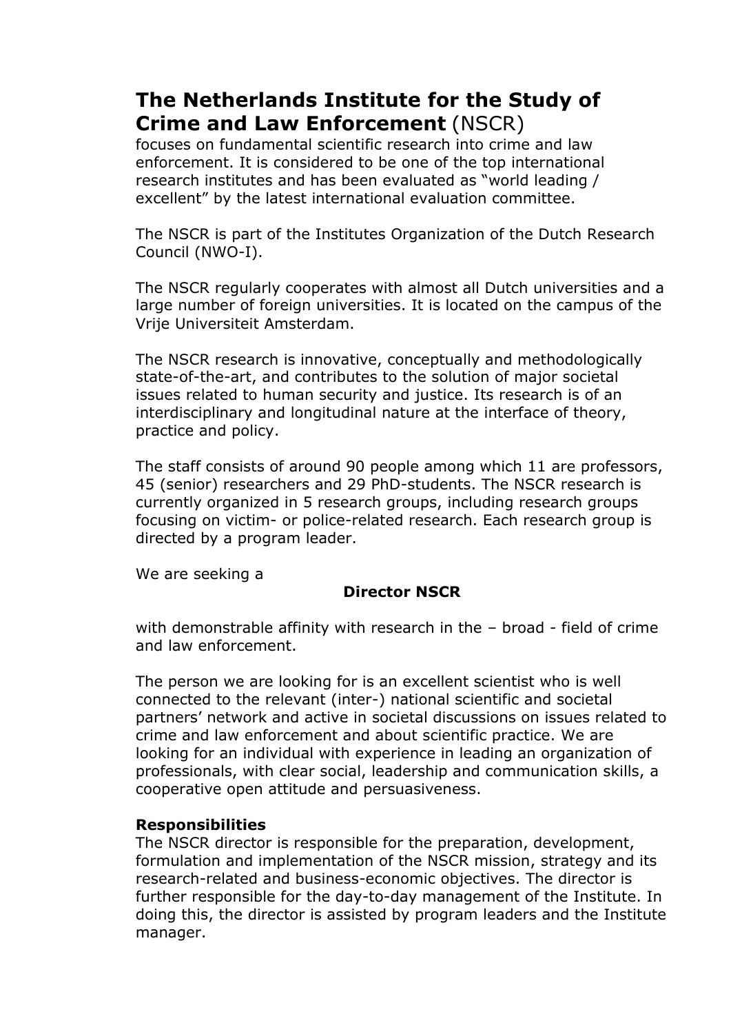# **The Netherlands Institute for the Study of Crime and Law Enforcement** (NSCR)

focuses on fundamental scientific research into crime and law enforcement. It is considered to be one of the top international research institutes and has been evaluated as "world leading / excellent" by the latest international evaluation committee.

The NSCR is part of the Institutes Organization of the Dutch Research Council (NWO-I).

The NSCR regularly cooperates with almost all Dutch universities and a large number of foreign universities. It is located on the campus of the Vrije Universiteit Amsterdam.

The NSCR research is innovative, conceptually and methodologically state-of-the-art, and contributes to the solution of major societal issues related to human security and justice. Its research is of an interdisciplinary and longitudinal nature at the interface of theory, practice and policy.

The staff consists of around 90 people among which 11 are professors, 45 (senior) researchers and 29 PhD-students. The NSCR research is currently organized in 5 research groups, including research groups focusing on victim- or police-related research. Each research group is directed by a program leader.

We are seeking a

**Director NSCR**

with demonstrable affinity with research in the – broad - field of crime and law enforcement.

The person we are looking for is an excellent scientist who is well connected to the relevant (inter-) national scientific and societal partners' network and active in societal discussions on issues related to crime and law enforcement and about scientific practice. We are looking for an individual with experience in leading an organization of professionals, with clear social, leadership and communication skills, a cooperative open attitude and persuasiveness.

**Responsibilities**

The NSCR director is responsible for the preparation, development, formulation and implementation of the NSCR mission, strategy and its research-related and business-economic objectives. The director is further responsible for the day-to-day management of the Institute. In doing this, the director is assisted by program leaders and the Institute manager.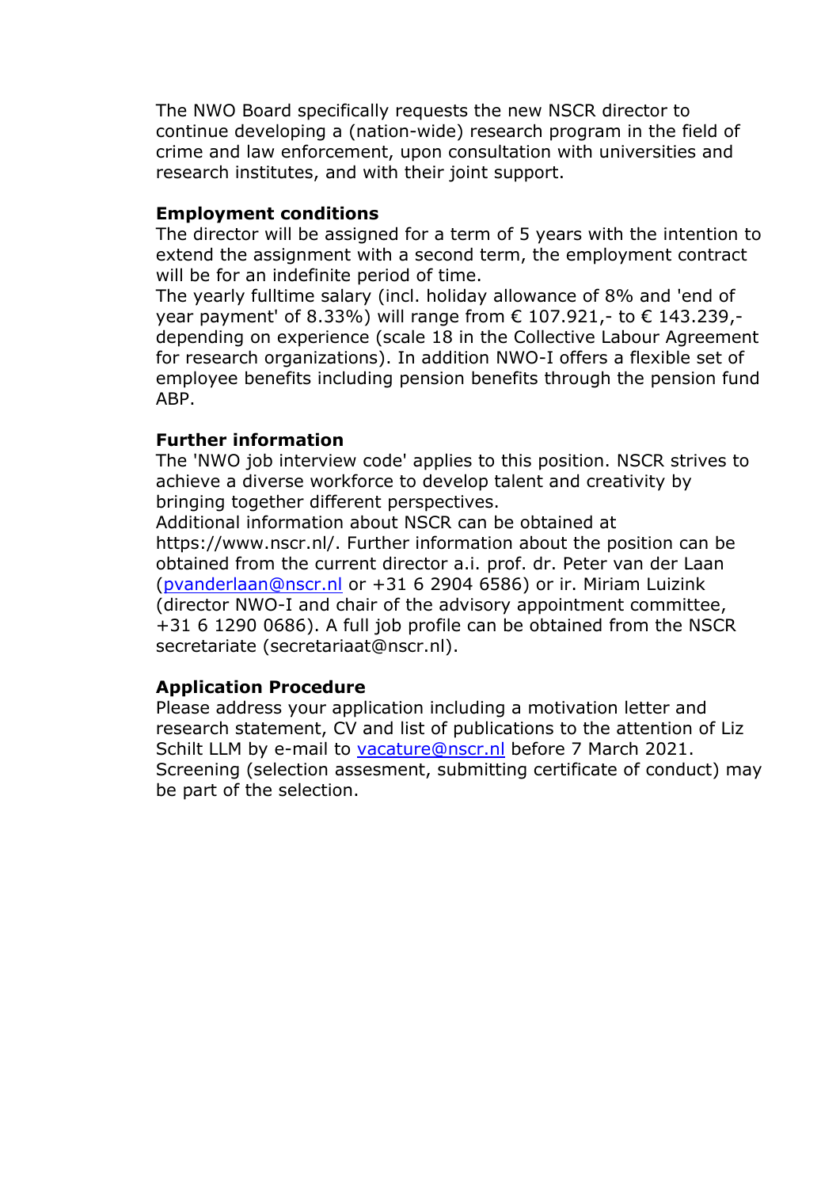The NWO Board specifically requests the new NSCR director to continue developing a (nation-wide) research program in the field of crime and law enforcement, upon consultation with universities and research institutes, and with their joint support.

**Employment conditions**

The director will be assigned for a term of 5 years with the intention to extend the assignment with a second term, the employment contract will be for an indefinite period of time.

The yearly fulltime salary (incl. holiday allowance of 8% and 'end of year payment' of 8.33%) will range from € 107.921,- to € 143.239,- depending on experience (scale 18 in the Collective Labour Agreement for research organizations). In addition NWO-I offers a flexible set of employee benefits including pension benefits through the pension fund ABP.

**Further information**

The 'NWO job interview code' applies to this position. NSCR strives to achieve a diverse workforce to develop talent and creativity by bringing together different perspectives.

Additional information about NSCR can be obtained at https://www.nscr.nl/. Further information about the position can be obtained from the current director a.i. prof. dr. Peter van der Laan (pvanderlaan@nscr.nl or +31 6 2904 6586) or ir. Miriam Luizink (director NWO-I and chair of the advisory appointment committee, +31 6 1290 0686). A full job profile can be obtained from the NSCR secretariate (secretariaat@nscr.nl).

**Application Procedure**

Please address your application including a motivation letter and research statement, CV and list of publications to the attention of Liz Schilt LLM by e-mail to vacature@nscr.nl before 7 March 2021. Screening (selection assesment, submitting certificate of conduct) may be part of the selection.